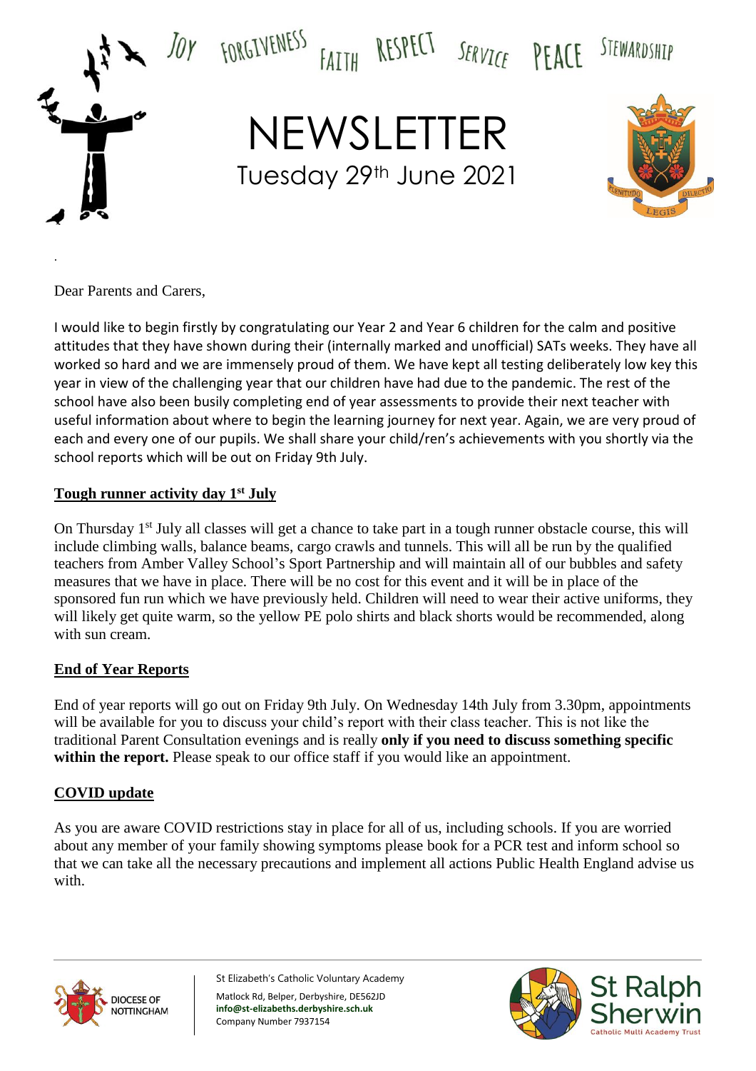JOY FORGIVENESS FAITH RESPECT SERVICE PEACE STEWARDSHIP

# NEWSLETTER

Tuesday 29th June 2021

Dear Parents and Carers,

I would like to begin firstly by congratulating our Year 2 and Year 6 children for the calm and positive attitudes that they have shown during their (internally marked and unofficial) SATs weeks. They have all worked so hard and we are immensely proud of them. We have kept all testing deliberately low key this year in view of the challenging year that our children have had due to the pandemic. The rest of the school have also been busily completing end of year assessments to provide their next teacher with useful information about where to begin the learning journey for next year. Again, we are very proud of each and every one of our pupils. We shall share your child/ren's achievements with you shortly via the school reports which will be out on Friday 9th July.

## Tough runner activity day 1st July

On Thursday 1st July all classes will get a chance to take part in a tough runner obstacle course, this will include climbing walls, balance beams, cargo crawls and tunnels. This will all be run by the qualified teachers from Amber Valley School's Sport Partnership and will maintain all of our bubbles and safety measures that we have in place. There will be no cost for this event and it will be in place of the sponsored fun run which we have previously held. Children will need to wear their active uniforms, they will likely get quite warm, so the yellow PE polo shirts and black shorts would be recommended, along with sun cream.

## End of Year Reports

End of year reports will go out on Friday 9th July. On Wednesday 14th July from 3.30pm, appointments will be available for you to discuss your child's report with their class teacher. This is not like the traditional Parent Consultation evenings and is really **only if you need to discuss something specific within the report.** Please speak to our office staff if you would like an appointment.

## COVID update

As you are aware COVID restrictions stay in place for all of us, including schools. If you are worried about any member of your family showing symptoms please book for a PCR test and inform school so that we can take all the necessary precautions and implement all actions Public Health England advise us with.

St Elizabeth's Catholic Voluntary Academy
Matlock Rd, Belper, Derbyshire, DE562JD
**info@st-elizabeths.derbyshire.sch.uk**
Company Number 7937154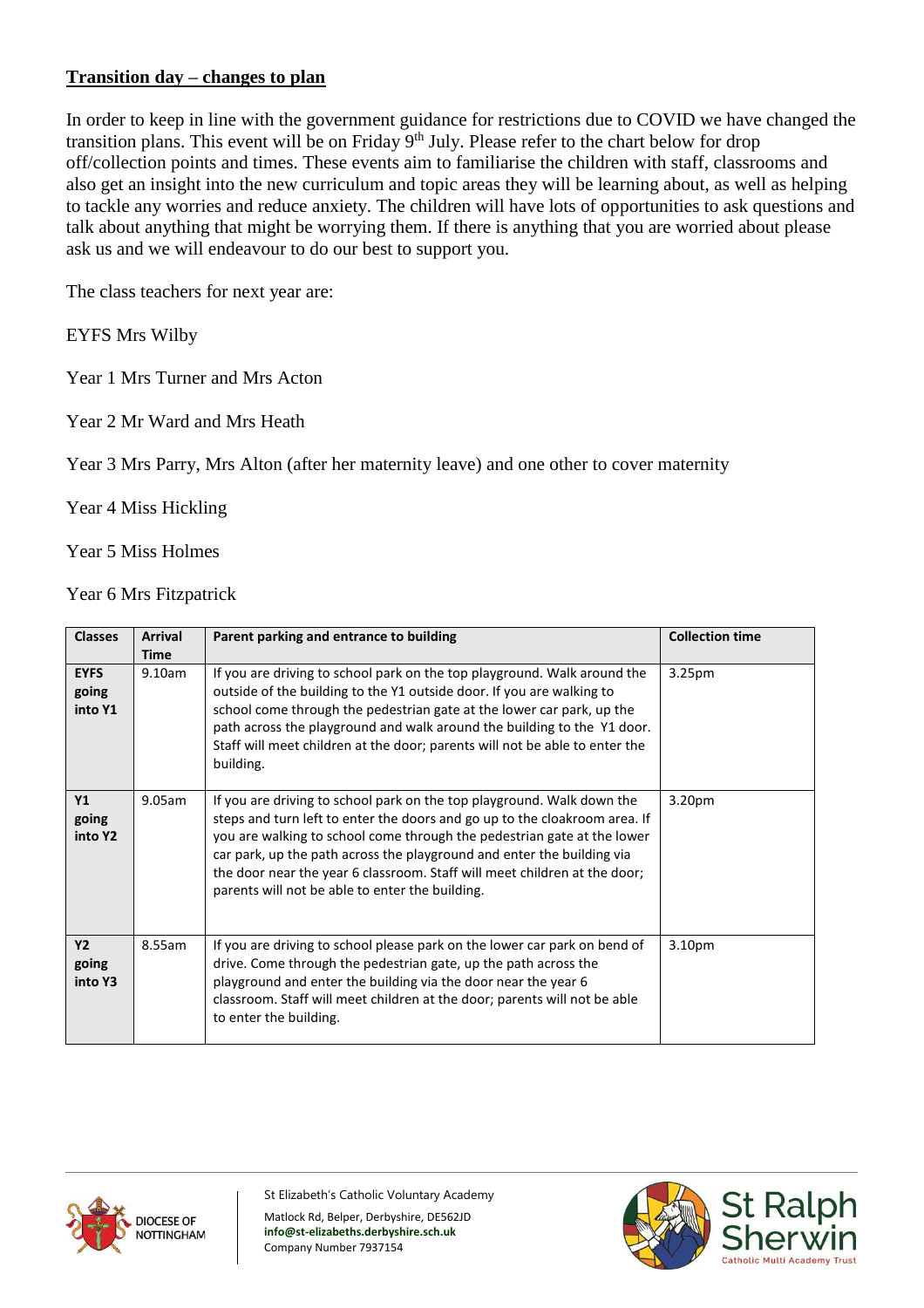## Transition day – changes to plan

In order to keep in line with the government guidance for restrictions due to COVID we have changed the transition plans. This event will be on Friday 9th July. Please refer to the chart below for drop off/collection points and times. These events aim to familiarise the children with staff, classrooms and also get an insight into the new curriculum and topic areas they will be learning about, as well as helping to tackle any worries and reduce anxiety. The children will have lots of opportunities to ask questions and talk about anything that might be worrying them. If there is anything that you are worried about please ask us and we will endeavour to do our best to support you.

The class teachers for next year are:

EYFS Mrs Wilby

Year 1 Mrs Turner and Mrs Acton

Year 2 Mr Ward and Mrs Heath

Year 3 Mrs Parry, Mrs Alton (after her maternity leave) and one other to cover maternity

Year 4 Miss Hickling

Year 5 Miss Holmes

Year 6 Mrs Fitzpatrick

| Classes | Arrival Time | Parent parking and entrance to building | Collection time |
|---|---|---|---|
| **EYFS going into Y1** | 9.10am | If you are driving to school park on the top playground. Walk around the outside of the building to the Y1 outside door. If you are walking to school come through the pedestrian gate at the lower car park, up the path across the playground and walk around the building to the Y1 door. Staff will meet children at the door; parents will not be able to enter the building. | 3.25pm |
| **Y1 going into Y2** | 9.05am | If you are driving to school park on the top playground. Walk down the steps and turn left to enter the doors and go up to the cloakroom area. If you are walking to school come through the pedestrian gate at the lower car park, up the path across the playground and enter the building via the door near the year 6 classroom. Staff will meet children at the door; parents will not be able to enter the building. | 3.20pm |
| **Y2 going into Y3** | 8.55am | If you are driving to school please park on the lower car park on bend of drive. Come through the pedestrian gate, up the path across the playground and enter the building via the door near the year 6 classroom. Staff will meet children at the door; parents will not be able to enter the building. | 3.10pm |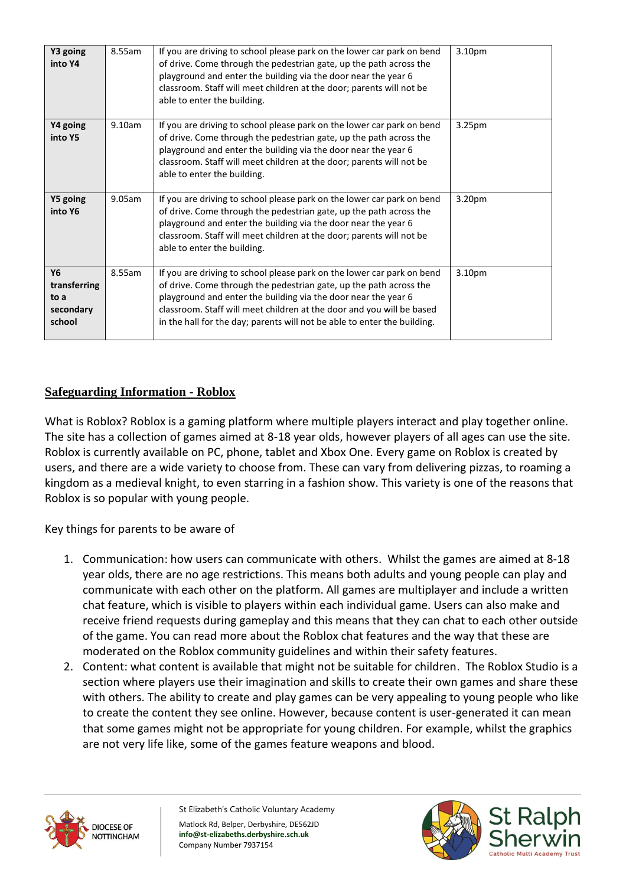| Y3 going into Y4 | 8.55am | If you are driving to school please park on the lower car park on bend of drive. Come through the pedestrian gate, up the path across the playground and enter the building via the door near the year 6 classroom. Staff will meet children at the door; parents will not be able to enter the building. | 3.10pm |
|---|---|---|---|
| Y4 going into Y5 | 9.10am | If you are driving to school please park on the lower car park on bend of drive. Come through the pedestrian gate, up the path across the playground and enter the building via the door near the year 6 classroom. Staff will meet children at the door; parents will not be able to enter the building. | 3.25pm |
| Y5 going into Y6 | 9.05am | If you are driving to school please park on the lower car park on bend of drive. Come through the pedestrian gate, up the path across the playground and enter the building via the door near the year 6 classroom. Staff will meet children at the door; parents will not be able to enter the building. | 3.20pm |
| Y6 transferring to a secondary school | 8.55am | If you are driving to school please park on the lower car park on bend of drive. Come through the pedestrian gate, up the path across the playground and enter the building via the door near the year 6 classroom. Staff will meet children at the door and you will be based in the hall for the day; parents will not be able to enter the building. | 3.10pm |

## Safeguarding Information - Roblox

What is Roblox? Roblox is a gaming platform where multiple players interact and play together online. The site has a collection of games aimed at 8-18 year olds, however players of all ages can use the site. Roblox is currently available on PC, phone, tablet and Xbox One. Every game on Roblox is created by users, and there are a wide variety to choose from. These can vary from delivering pizzas, to roaming a kingdom as a medieval knight, to even starring in a fashion show. This variety is one of the reasons that Roblox is so popular with young people.

Key things for parents to be aware of

1. Communication: how users can communicate with others. Whilst the games are aimed at 8-18 year olds, there are no age restrictions. This means both adults and young people can play and communicate with each other on the platform. All games are multiplayer and include a written chat feature, which is visible to players within each individual game. Users can also make and receive friend requests during gameplay and this means that they can chat to each other outside of the game. You can read more about the Roblox chat features and the way that these are moderated on the Roblox community guidelines and within their safety features.
2. Content: what content is available that might not be suitable for children. The Roblox Studio is a section where players use their imagination and skills to create their own games and share these with others. The ability to create and play games can be very appealing to young people who like to create the content they see online. However, because content is user-generated it can mean that some games might not be appropriate for young children. For example, whilst the graphics are not very life like, some of the games feature weapons and blood.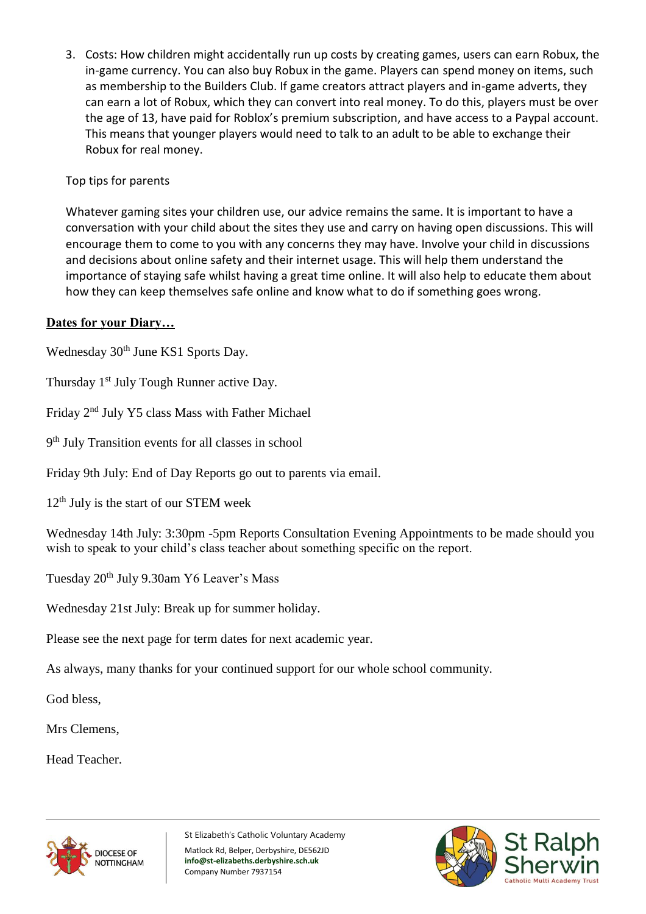3. Costs: How children might accidentally run up costs by creating games, users can earn Robux, the in-game currency. You can also buy Robux in the game. Players can spend money on items, such as membership to the Builders Club. If game creators attract players and in-game adverts, they can earn a lot of Robux, which they can convert into real money. To do this, players must be over the age of 13, have paid for Roblox's premium subscription, and have access to a Paypal account. This means that younger players would need to talk to an adult to be able to exchange their Robux for real money.

Top tips for parents

Whatever gaming sites your children use, our advice remains the same. It is important to have a conversation with your child about the sites they use and carry on having open discussions. This will encourage them to come to you with any concerns they may have. Involve your child in discussions and decisions about online safety and their internet usage. This will help them understand the importance of staying safe whilst having a great time online. It will also help to educate them about how they can keep themselves safe online and know what to do if something goes wrong.

**Dates for your Diary…**

Wednesday 30th June KS1 Sports Day.

Thursday 1st July Tough Runner active Day.

Friday 2nd July Y5 class Mass with Father Michael

9th July Transition events for all classes in school

Friday 9th July: End of Day Reports go out to parents via email.

12th July is the start of our STEM week

Wednesday 14th July: 3:30pm -5pm Reports Consultation Evening Appointments to be made should you wish to speak to your child's class teacher about something specific on the report.

Tuesday 20th July 9.30am Y6 Leaver's Mass

Wednesday 21st July: Break up for summer holiday.

Please see the next page for term dates for next academic year.

As always, many thanks for your continued support for our whole school community.

God bless,

Mrs Clemens,

Head Teacher.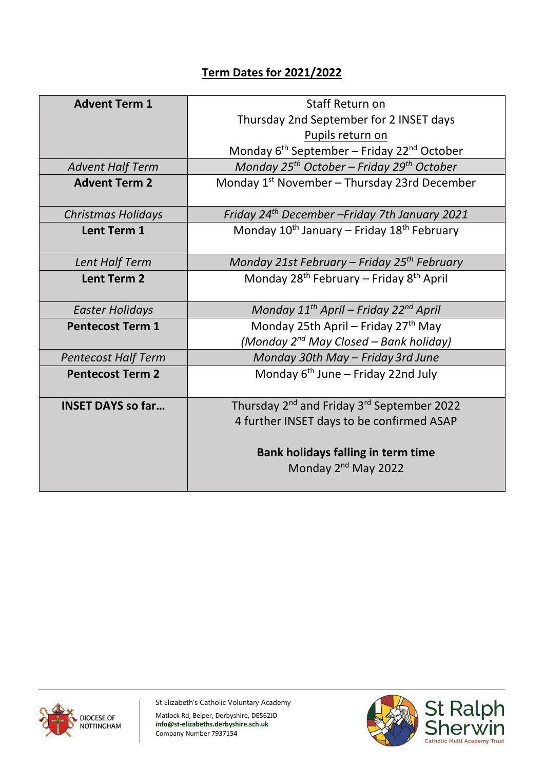## Term Dates for 2021/2022

| | |
|---|---|
| **Advent Term 1** | Staff Return on<br>Thursday 2nd September for 2 INSET days<br>Pupils return on<br>Monday 6th September – Friday 22nd October |
| *Advent Half Term* | *Monday 25th October – Friday 29th October* |
| **Advent Term 2** | Monday 1st November – Thursday 23rd December |
| *Christmas Holidays* | *Friday 24th December –Friday 7th January 2021* |
| **Lent Term 1** | Monday 10th January – Friday 18th February |
| *Lent Half Term* | *Monday 21st February – Friday 25th February* |
| **Lent Term 2** | Monday 28th February – Friday 8th April |
| *Easter Holidays* | *Monday 11th April – Friday 22nd April* |
| **Pentecost Term 1** | Monday 25th April – Friday 27th May<br>*(Monday 2nd May Closed – Bank holiday)* |
| *Pentecost Half Term* | *Monday 30th May – Friday 3rd June* |
| **Pentecost Term 2** | Monday 6th June – Friday 22nd July |
| **INSET DAYS so far…** | Thursday 2nd and Friday 3rd September 2022<br>4 further INSET days to be confirmed ASAP<br><br>**Bank holidays falling in term time**<br>Monday 2nd May 2022 |

DIOCESE OF NOTTINGHAM

St Elizabeth's Catholic Voluntary Academy
Matlock Rd, Belper, Derbyshire, DE562JD
**info@st-elizabeths.derbyshire.sch.uk**
Company Number 7937154

St Ralph Sherwin Catholic Multi Academy Trust